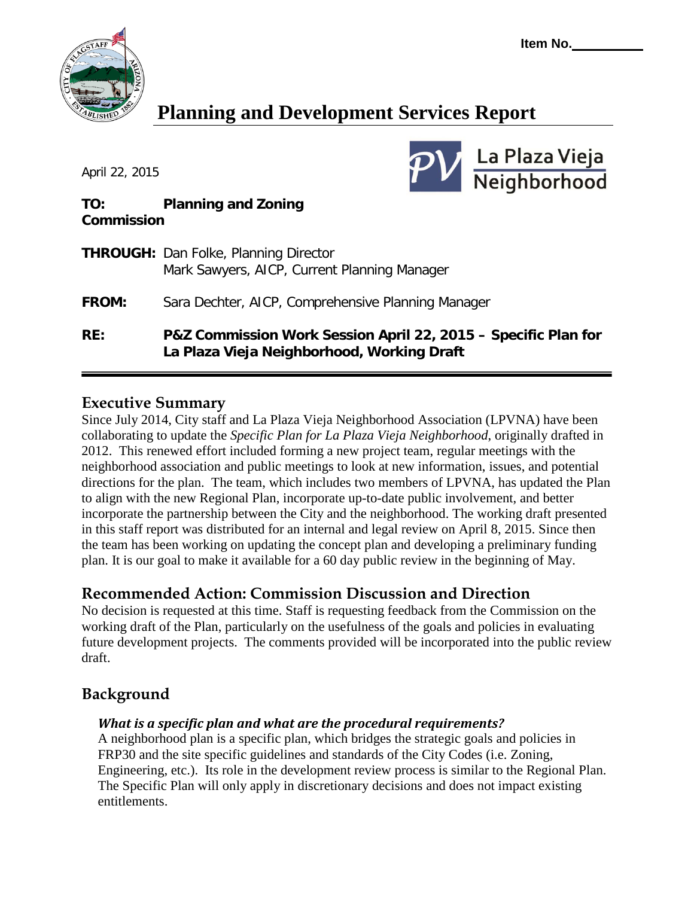Item No.__________

# Planning and Development Services Report

La Plaza Vieja Neighborhood

April 22, 2015

**TO:** **Planning and Zoning Commission**

**THROUGH:** Dan Folke, Planning Director
Mark Sawyers, AICP, Current Planning Manager

**FROM:** Sara Dechter, AICP, Comprehensive Planning Manager

**RE:** **P&Z Commission Work Session April 22, 2015 – Specific Plan for La Plaza Vieja Neighborhood, Working Draft**

## Executive Summary

Since July 2014, City staff and La Plaza Vieja Neighborhood Association (LPVNA) have been collaborating to update the *Specific Plan for La Plaza Vieja Neighborhood*, originally drafted in 2012. This renewed effort included forming a new project team, regular meetings with the neighborhood association and public meetings to look at new information, issues, and potential directions for the plan. The team, which includes two members of LPVNA, has updated the Plan to align with the new Regional Plan, incorporate up-to-date public involvement, and better incorporate the partnership between the City and the neighborhood. The working draft presented in this staff report was distributed for an internal and legal review on April 8, 2015. Since then the team has been working on updating the concept plan and developing a preliminary funding plan. It is our goal to make it available for a 60 day public review in the beginning of May.

## Recommended Action: Commission Discussion and Direction

No decision is requested at this time. Staff is requesting feedback from the Commission on the working draft of the Plan, particularly on the usefulness of the goals and policies in evaluating future development projects. The comments provided will be incorporated into the public review draft.

## Background

### *What is a specific plan and what are the procedural requirements?*

A neighborhood plan is a specific plan, which bridges the strategic goals and policies in FRP30 and the site specific guidelines and standards of the City Codes (i.e. Zoning, Engineering, etc.). Its role in the development review process is similar to the Regional Plan. The Specific Plan will only apply in discretionary decisions and does not impact existing entitlements.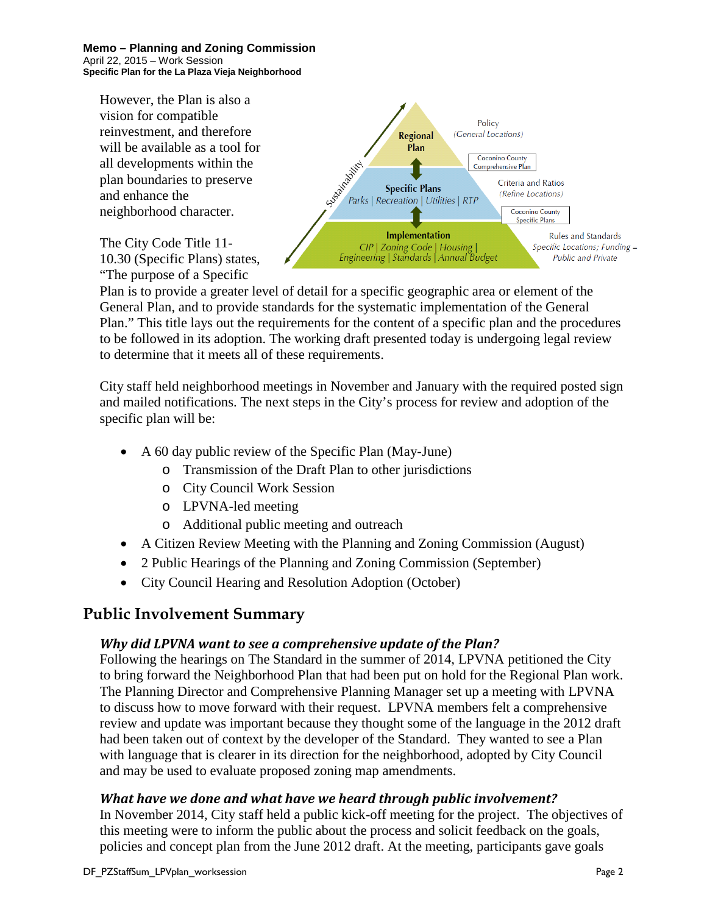However, the Plan is also a vision for compatible reinvestment, and therefore will be available as a tool for all developments within the plan boundaries to preserve and enhance the neighborhood character.

Regional Plan

Specific Plans
Parks | Recreation | Utilities | RTP

Implementation
CIP | Zoning Code | Housing | Engineering | Standards | Annual Budget

Sustainability

Policy
(General Locations)

Coconino County Comprehensive Plan

Criteria and Ratios
(Refine Locations)

Coconino County Specific Plans

Rules and Standards
Specific Locations; Funding = Public and Private

The City Code Title 11-10.30 (Specific Plans) states, "The purpose of a Specific Plan is to provide a greater level of detail for a specific geographic area or element of the General Plan, and to provide standards for the systematic implementation of the General Plan." This title lays out the requirements for the content of a specific plan and the procedures to be followed in its adoption. The working draft presented today is undergoing legal review to determine that it meets all of these requirements.

City staff held neighborhood meetings in November and January with the required posted sign and mailed notifications. The next steps in the City's process for review and adoption of the specific plan will be:

- A 60 day public review of the Specific Plan (May-June)
    - Transmission of the Draft Plan to other jurisdictions
    - City Council Work Session
    - LPVNA-led meeting
    - Additional public meeting and outreach
- A Citizen Review Meeting with the Planning and Zoning Commission (August)
- 2 Public Hearings of the Planning and Zoning Commission (September)
- City Council Hearing and Resolution Adoption (October)

## Public Involvement Summary

### *Why did LPVNA want to see a comprehensive update of the Plan?*

Following the hearings on The Standard in the summer of 2014, LPVNA petitioned the City to bring forward the Neighborhood Plan that had been put on hold for the Regional Plan work. The Planning Director and Comprehensive Planning Manager set up a meeting with LPVNA to discuss how to move forward with their request. LPVNA members felt a comprehensive review and update was important because they thought some of the language in the 2012 draft had been taken out of context by the developer of the Standard. They wanted to see a Plan with language that is clearer in its direction for the neighborhood, adopted by City Council and may be used to evaluate proposed zoning map amendments.

### *What have we done and what have we heard through public involvement?*

In November 2014, City staff held a public kick-off meeting for the project. The objectives of this meeting were to inform the public about the process and solicit feedback on the goals, policies and concept plan from the June 2012 draft. At the meeting, participants gave goals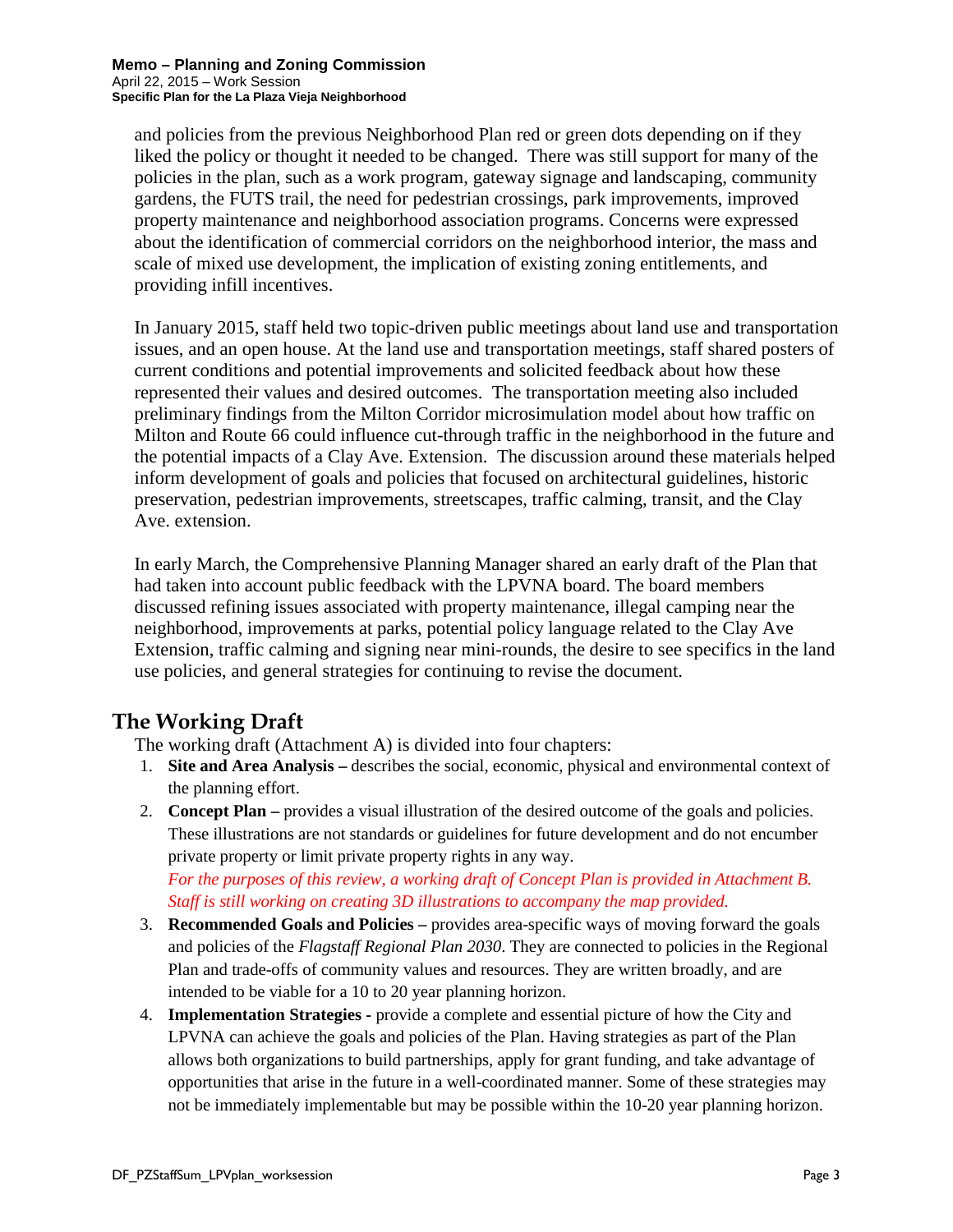and policies from the previous Neighborhood Plan red or green dots depending on if they liked the policy or thought it needed to be changed. There was still support for many of the policies in the plan, such as a work program, gateway signage and landscaping, community gardens, the FUTS trail, the need for pedestrian crossings, park improvements, improved property maintenance and neighborhood association programs. Concerns were expressed about the identification of commercial corridors on the neighborhood interior, the mass and scale of mixed use development, the implication of existing zoning entitlements, and providing infill incentives.

In January 2015, staff held two topic-driven public meetings about land use and transportation issues, and an open house. At the land use and transportation meetings, staff shared posters of current conditions and potential improvements and solicited feedback about how these represented their values and desired outcomes. The transportation meeting also included preliminary findings from the Milton Corridor microsimulation model about how traffic on Milton and Route 66 could influence cut-through traffic in the neighborhood in the future and the potential impacts of a Clay Ave. Extension. The discussion around these materials helped inform development of goals and policies that focused on architectural guidelines, historic preservation, pedestrian improvements, streetscapes, traffic calming, transit, and the Clay Ave. extension.

In early March, the Comprehensive Planning Manager shared an early draft of the Plan that had taken into account public feedback with the LPVNA board. The board members discussed refining issues associated with property maintenance, illegal camping near the neighborhood, improvements at parks, potential policy language related to the Clay Ave Extension, traffic calming and signing near mini-rounds, the desire to see specifics in the land use policies, and general strategies for continuing to revise the document.

## The Working Draft

The working draft (Attachment A) is divided into four chapters:

1. **Site and Area Analysis –** describes the social, economic, physical and environmental context of the planning effort.
2. **Concept Plan –** provides a visual illustration of the desired outcome of the goals and policies. These illustrations are not standards or guidelines for future development and do not encumber private property or limit private property rights in any way.
   *For the purposes of this review, a working draft of Concept Plan is provided in Attachment B. Staff is still working on creating 3D illustrations to accompany the map provided.*
3. **Recommended Goals and Policies –** provides area-specific ways of moving forward the goals and policies of the *Flagstaff Regional Plan 2030*. They are connected to policies in the Regional Plan and trade-offs of community values and resources. They are written broadly, and are intended to be viable for a 10 to 20 year planning horizon.
4. **Implementation Strategies -** provide a complete and essential picture of how the City and LPVNA can achieve the goals and policies of the Plan. Having strategies as part of the Plan allows both organizations to build partnerships, apply for grant funding, and take advantage of opportunities that arise in the future in a well-coordinated manner. Some of these strategies may not be immediately implementable but may be possible within the 10-20 year planning horizon.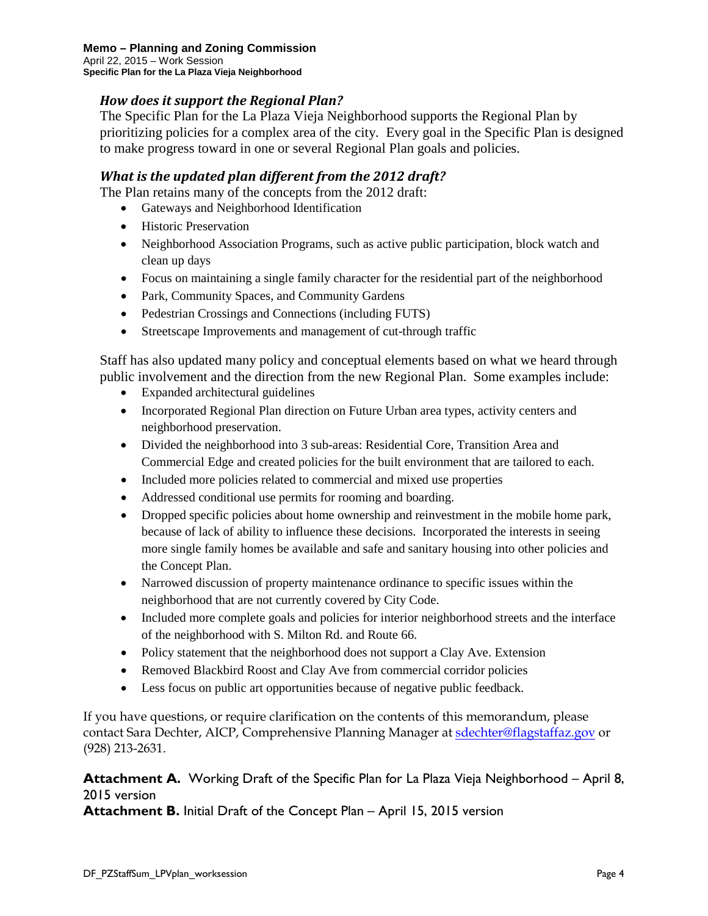### *How does it support the Regional Plan?*

The Specific Plan for the La Plaza Vieja Neighborhood supports the Regional Plan by prioritizing policies for a complex area of the city. Every goal in the Specific Plan is designed to make progress toward in one or several Regional Plan goals and policies.

### *What is the updated plan different from the 2012 draft?*

The Plan retains many of the concepts from the 2012 draft:

- Gateways and Neighborhood Identification
- Historic Preservation
- Neighborhood Association Programs, such as active public participation, block watch and clean up days
- Focus on maintaining a single family character for the residential part of the neighborhood
- Park, Community Spaces, and Community Gardens
- Pedestrian Crossings and Connections (including FUTS)
- Streetscape Improvements and management of cut-through traffic

Staff has also updated many policy and conceptual elements based on what we heard through public involvement and the direction from the new Regional Plan. Some examples include:

- Expanded architectural guidelines
- Incorporated Regional Plan direction on Future Urban area types, activity centers and neighborhood preservation.
- Divided the neighborhood into 3 sub-areas: Residential Core, Transition Area and Commercial Edge and created policies for the built environment that are tailored to each.
- Included more policies related to commercial and mixed use properties
- Addressed conditional use permits for rooming and boarding.
- Dropped specific policies about home ownership and reinvestment in the mobile home park, because of lack of ability to influence these decisions. Incorporated the interests in seeing more single family homes be available and safe and sanitary housing into other policies and the Concept Plan.
- Narrowed discussion of property maintenance ordinance to specific issues within the neighborhood that are not currently covered by City Code.
- Included more complete goals and policies for interior neighborhood streets and the interface of the neighborhood with S. Milton Rd. and Route 66.
- Policy statement that the neighborhood does not support a Clay Ave. Extension
- Removed Blackbird Roost and Clay Ave from commercial corridor policies
- Less focus on public art opportunities because of negative public feedback.

If you have questions, or require clarification on the contents of this memorandum, please contact Sara Dechter, AICP, Comprehensive Planning Manager at sdechter@flagstaffaz.gov or (928) 213-2631.

**Attachment A.** Working Draft of the Specific Plan for La Plaza Vieja Neighborhood – April 8, 2015 version
**Attachment B.** Initial Draft of the Concept Plan – April 15, 2015 version